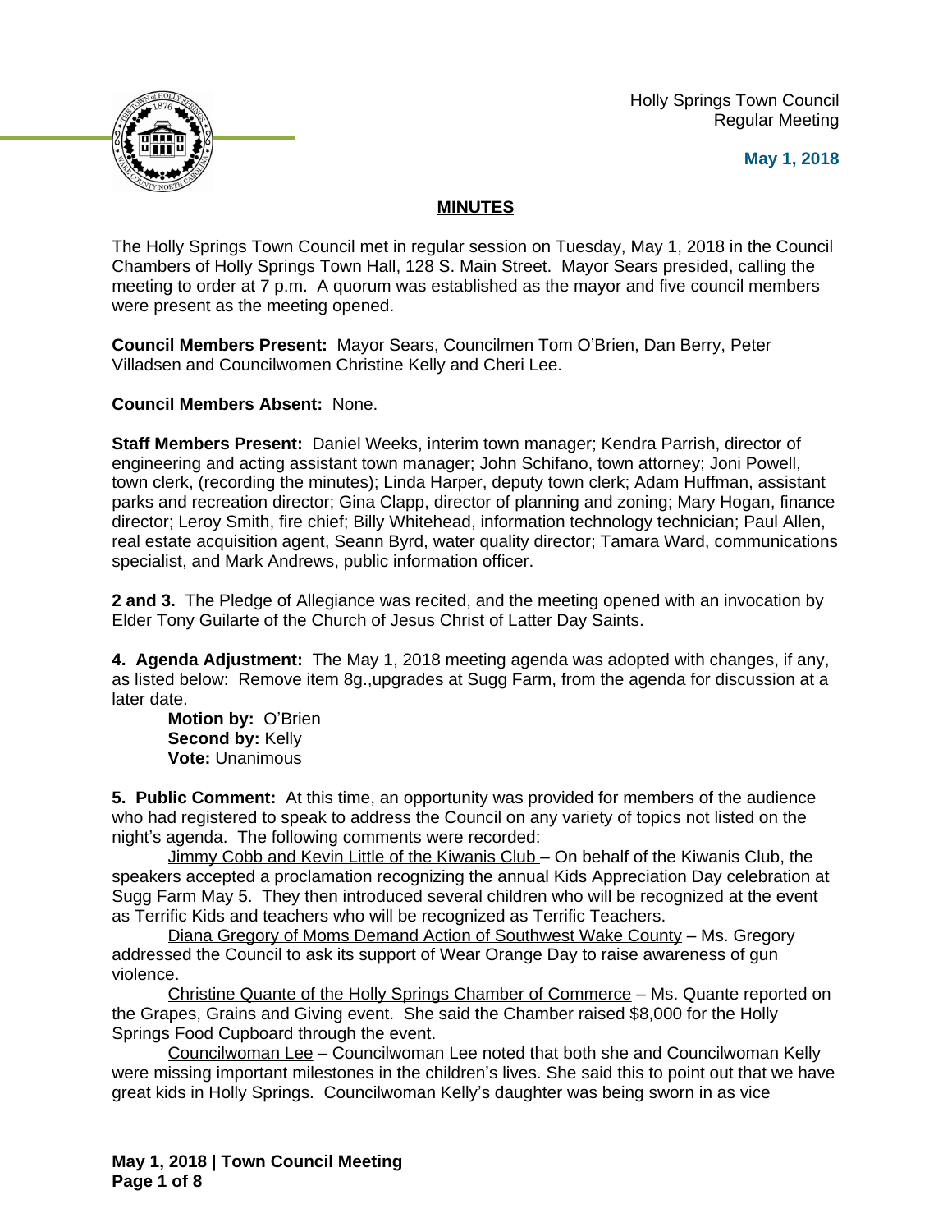Holly Springs Town Council
Regular Meeting

**May 1, 2018**

## MINUTES

The Holly Springs Town Council met in regular session on Tuesday, May 1, 2018 in the Council Chambers of Holly Springs Town Hall, 128 S. Main Street. Mayor Sears presided, calling the meeting to order at 7 p.m. A quorum was established as the mayor and five council members were present as the meeting opened.

**Council Members Present:** Mayor Sears, Councilmen Tom O'Brien, Dan Berry, Peter Villadsen and Councilwomen Christine Kelly and Cheri Lee.

**Council Members Absent:** None.

**Staff Members Present:** Daniel Weeks, interim town manager; Kendra Parrish, director of engineering and acting assistant town manager; John Schifano, town attorney; Joni Powell, town clerk, (recording the minutes); Linda Harper, deputy town clerk; Adam Huffman, assistant parks and recreation director; Gina Clapp, director of planning and zoning; Mary Hogan, finance director; Leroy Smith, fire chief; Billy Whitehead, information technology technician; Paul Allen, real estate acquisition agent, Seann Byrd, water quality director; Tamara Ward, communications specialist, and Mark Andrews, public information officer.

**2 and 3.** The Pledge of Allegiance was recited, and the meeting opened with an invocation by Elder Tony Guilarte of the Church of Jesus Christ of Latter Day Saints.

**4. Agenda Adjustment:** The May 1, 2018 meeting agenda was adopted with changes, if any, as listed below: Remove item 8g.,upgrades at Sugg Farm, from the agenda for discussion at a later date.

> **Motion by:** O'Brien
> **Second by:** Kelly
> **Vote:** Unanimous

**5. Public Comment:** At this time, an opportunity was provided for members of the audience who had registered to speak to address the Council on any variety of topics not listed on the night's agenda. The following comments were recorded:

Jimmy Cobb and Kevin Little of the Kiwanis Club – On behalf of the Kiwanis Club, the speakers accepted a proclamation recognizing the annual Kids Appreciation Day celebration at Sugg Farm May 5. They then introduced several children who will be recognized at the event as Terrific Kids and teachers who will be recognized as Terrific Teachers.

Diana Gregory of Moms Demand Action of Southwest Wake County – Ms. Gregory addressed the Council to ask its support of Wear Orange Day to raise awareness of gun violence.

Christine Quante of the Holly Springs Chamber of Commerce – Ms. Quante reported on the Grapes, Grains and Giving event. She said the Chamber raised $8,000 for the Holly Springs Food Cupboard through the event.

Councilwoman Lee – Councilwoman Lee noted that both she and Councilwoman Kelly were missing important milestones in the children's lives. She said this to point out that we have great kids in Holly Springs. Councilwoman Kelly's daughter was being sworn in as vice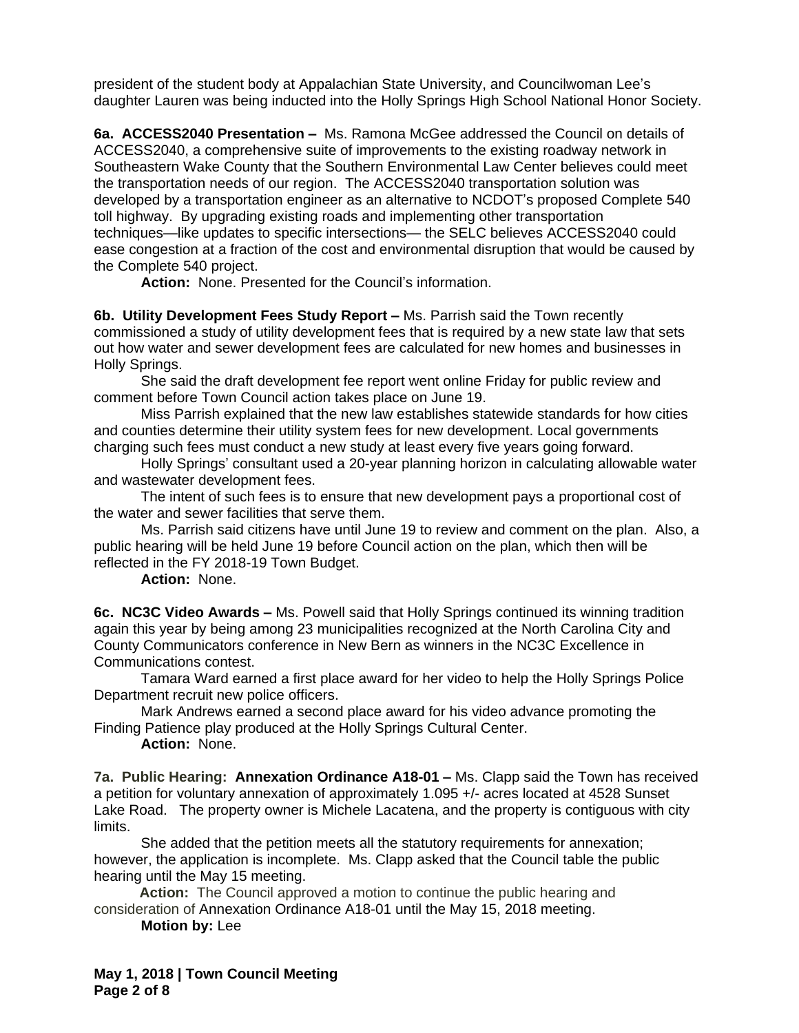president of the student body at Appalachian State University, and Councilwoman Lee's daughter Lauren was being inducted into the Holly Springs High School National Honor Society.

**6a. ACCESS2040 Presentation –** Ms. Ramona McGee addressed the Council on details of ACCESS2040, a comprehensive suite of improvements to the existing roadway network in Southeastern Wake County that the Southern Environmental Law Center believes could meet the transportation needs of our region. The ACCESS2040 transportation solution was developed by a transportation engineer as an alternative to NCDOT's proposed Complete 540 toll highway. By upgrading existing roads and implementing other transportation techniques—like updates to specific intersections— the SELC believes ACCESS2040 could ease congestion at a fraction of the cost and environmental disruption that would be caused by the Complete 540 project.

**Action:** None. Presented for the Council's information.

**6b. Utility Development Fees Study Report –** Ms. Parrish said the Town recently commissioned a study of utility development fees that is required by a new state law that sets out how water and sewer development fees are calculated for new homes and businesses in Holly Springs.

She said the draft development fee report went online Friday for public review and comment before Town Council action takes place on June 19.

Miss Parrish explained that the new law establishes statewide standards for how cities and counties determine their utility system fees for new development. Local governments charging such fees must conduct a new study at least every five years going forward.

Holly Springs' consultant used a 20-year planning horizon in calculating allowable water and wastewater development fees.

The intent of such fees is to ensure that new development pays a proportional cost of the water and sewer facilities that serve them.

Ms. Parrish said citizens have until June 19 to review and comment on the plan. Also, a public hearing will be held June 19 before Council action on the plan, which then will be reflected in the FY 2018-19 Town Budget.

**Action:** None.

**6c. NC3C Video Awards –** Ms. Powell said that Holly Springs continued its winning tradition again this year by being among 23 municipalities recognized at the North Carolina City and County Communicators conference in New Bern as winners in the NC3C Excellence in Communications contest.

Tamara Ward earned a first place award for her video to help the Holly Springs Police Department recruit new police officers.

Mark Andrews earned a second place award for his video advance promoting the Finding Patience play produced at the Holly Springs Cultural Center.

**Action:** None.

**7a. Public Hearing: Annexation Ordinance A18-01 –** Ms. Clapp said the Town has received a petition for voluntary annexation of approximately 1.095 +/- acres located at 4528 Sunset Lake Road. The property owner is Michele Lacatena, and the property is contiguous with city limits.

She added that the petition meets all the statutory requirements for annexation; however, the application is incomplete. Ms. Clapp asked that the Council table the public hearing until the May 15 meeting.

**Action:** The Council approved a motion to continue the public hearing and consideration of Annexation Ordinance A18-01 until the May 15, 2018 meeting.

**Motion by:** Lee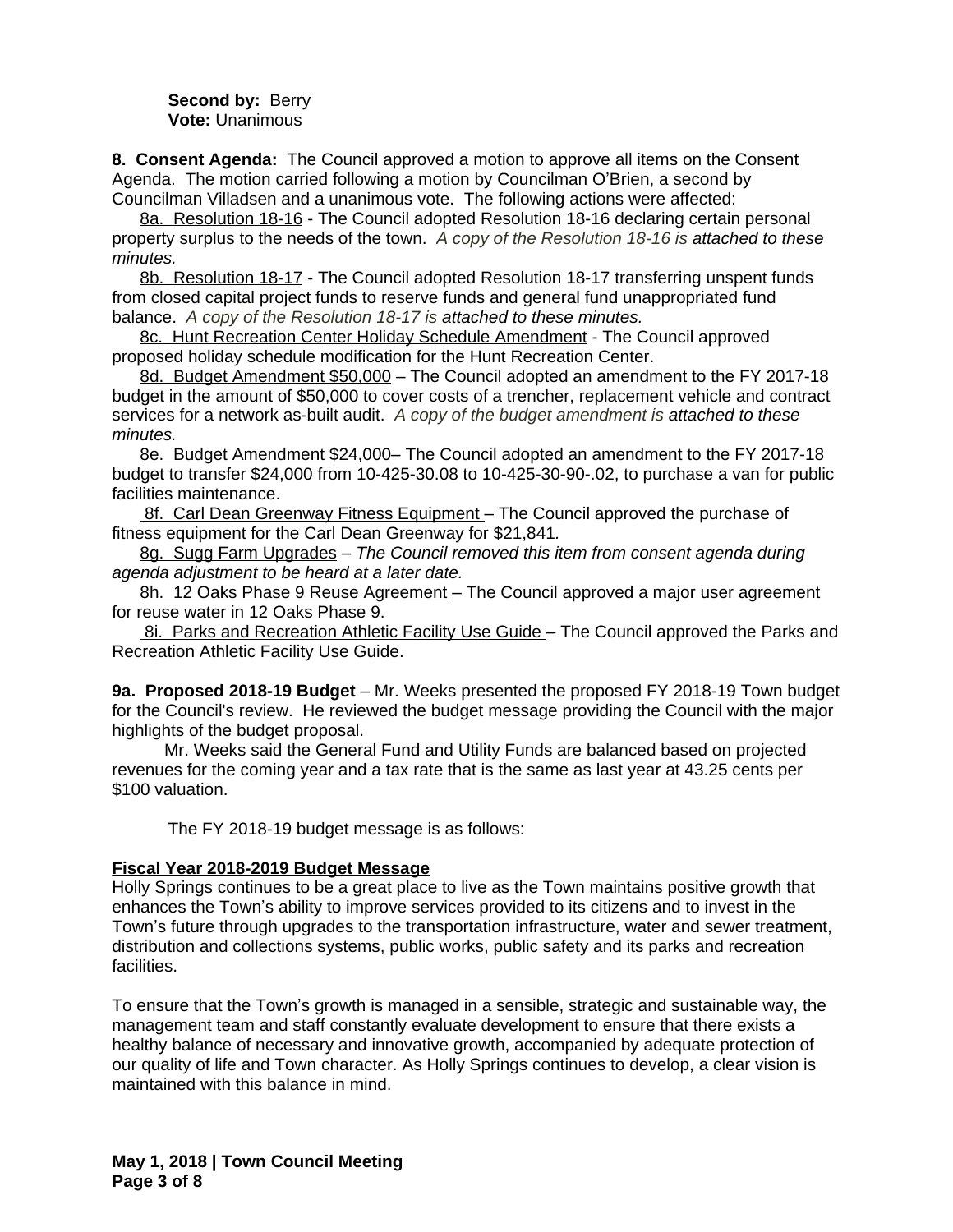**Second by:** Berry
**Vote:** Unanimous

**8. Consent Agenda:** The Council approved a motion to approve all items on the Consent Agenda. The motion carried following a motion by Councilman O'Brien, a second by Councilman Villadsen and a unanimous vote. The following actions were affected:

8a. Resolution 18-16 - The Council adopted Resolution 18-16 declaring certain personal property surplus to the needs of the town. *A copy of the Resolution 18-16 is attached to these minutes.*

8b. Resolution 18-17 - The Council adopted Resolution 18-17 transferring unspent funds from closed capital project funds to reserve funds and general fund unappropriated fund balance. *A copy of the Resolution 18-17 is attached to these minutes.*

8c. Hunt Recreation Center Holiday Schedule Amendment - The Council approved proposed holiday schedule modification for the Hunt Recreation Center.

8d. Budget Amendment $50,000 – The Council adopted an amendment to the FY 2017-18 budget in the amount of $50,000 to cover costs of a trencher, replacement vehicle and contract services for a network as-built audit. *A copy of the budget amendment is attached to these minutes.*

8e. Budget Amendment $24,000– The Council adopted an amendment to the FY 2017-18 budget to transfer $24,000 from 10-425-30.08 to 10-425-30-90-.02, to purchase a van for public facilities maintenance.

8f. Carl Dean Greenway Fitness Equipment – The Council approved the purchase of fitness equipment for the Carl Dean Greenway for $21,841.

8g. Sugg Farm Upgrades – *The Council removed this item from consent agenda during agenda adjustment to be heard at a later date.*

8h. 12 Oaks Phase 9 Reuse Agreement – The Council approved a major user agreement for reuse water in 12 Oaks Phase 9.

8i. Parks and Recreation Athletic Facility Use Guide – The Council approved the Parks and Recreation Athletic Facility Use Guide.

**9a. Proposed 2018-19 Budget** – Mr. Weeks presented the proposed FY 2018-19 Town budget for the Council's review. He reviewed the budget message providing the Council with the major highlights of the budget proposal.

Mr. Weeks said the General Fund and Utility Funds are balanced based on projected revenues for the coming year and a tax rate that is the same as last year at 43.25 cents per $100 valuation.

The FY 2018-19 budget message is as follows:

**Fiscal Year 2018-2019 Budget Message**

Holly Springs continues to be a great place to live as the Town maintains positive growth that enhances the Town's ability to improve services provided to its citizens and to invest in the Town's future through upgrades to the transportation infrastructure, water and sewer treatment, distribution and collections systems, public works, public safety and its parks and recreation facilities.

To ensure that the Town's growth is managed in a sensible, strategic and sustainable way, the management team and staff constantly evaluate development to ensure that there exists a healthy balance of necessary and innovative growth, accompanied by adequate protection of our quality of life and Town character. As Holly Springs continues to develop, a clear vision is maintained with this balance in mind.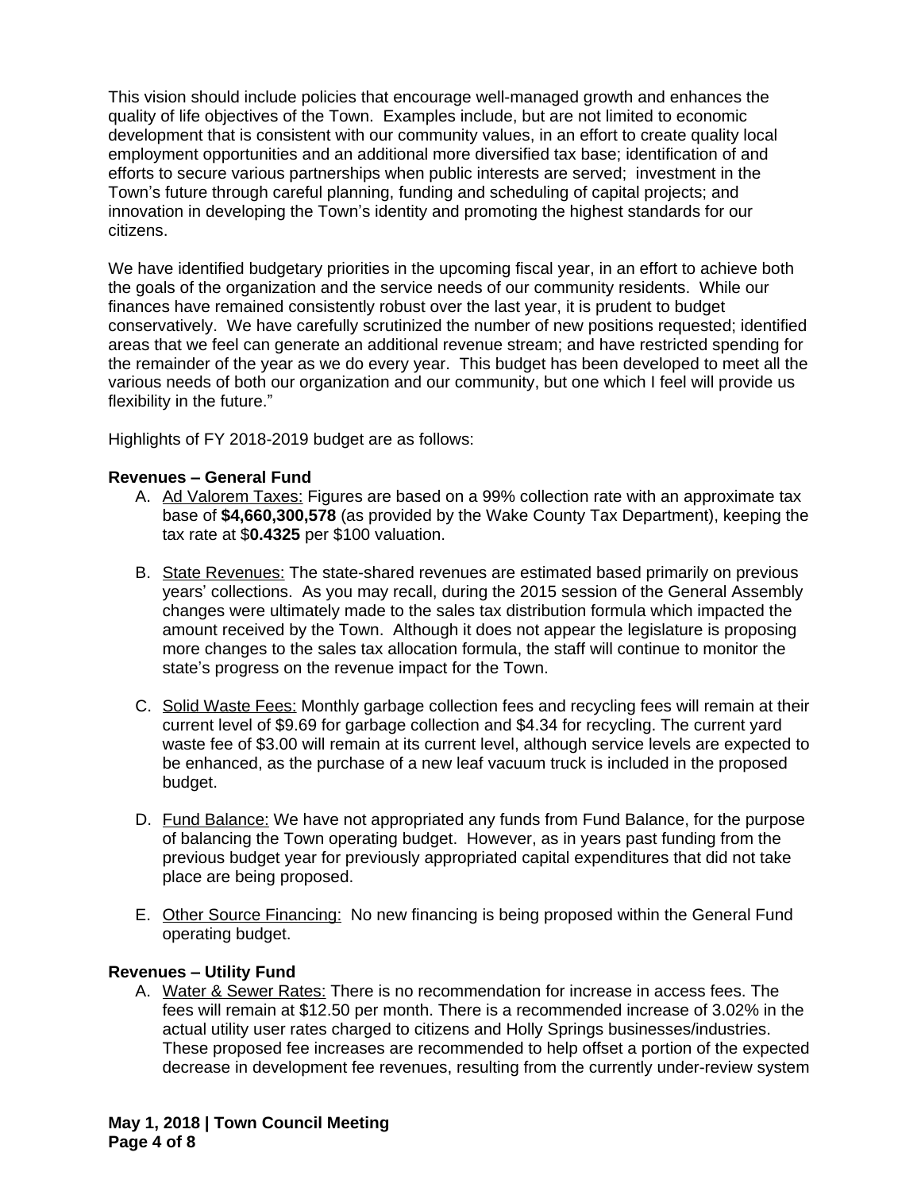This vision should include policies that encourage well-managed growth and enhances the quality of life objectives of the Town. Examples include, but are not limited to economic development that is consistent with our community values, in an effort to create quality local employment opportunities and an additional more diversified tax base; identification of and efforts to secure various partnerships when public interests are served; investment in the Town's future through careful planning, funding and scheduling of capital projects; and innovation in developing the Town's identity and promoting the highest standards for our citizens.

We have identified budgetary priorities in the upcoming fiscal year, in an effort to achieve both the goals of the organization and the service needs of our community residents. While our finances have remained consistently robust over the last year, it is prudent to budget conservatively. We have carefully scrutinized the number of new positions requested; identified areas that we feel can generate an additional revenue stream; and have restricted spending for the remainder of the year as we do every year. This budget has been developed to meet all the various needs of both our organization and our community, but one which I feel will provide us flexibility in the future."

Highlights of FY 2018-2019 budget are as follows:

**Revenues – General Fund**

A. Ad Valorem Taxes: Figures are based on a 99% collection rate with an approximate tax base of **$4,660,300,578** (as provided by the Wake County Tax Department), keeping the tax rate at $**0.4325** per $100 valuation.

B. State Revenues: The state-shared revenues are estimated based primarily on previous years' collections. As you may recall, during the 2015 session of the General Assembly changes were ultimately made to the sales tax distribution formula which impacted the amount received by the Town. Although it does not appear the legislature is proposing more changes to the sales tax allocation formula, the staff will continue to monitor the state's progress on the revenue impact for the Town.

C. Solid Waste Fees: Monthly garbage collection fees and recycling fees will remain at their current level of $9.69 for garbage collection and $4.34 for recycling. The current yard waste fee of $3.00 will remain at its current level, although service levels are expected to be enhanced, as the purchase of a new leaf vacuum truck is included in the proposed budget.

D. Fund Balance: We have not appropriated any funds from Fund Balance, for the purpose of balancing the Town operating budget. However, as in years past funding from the previous budget year for previously appropriated capital expenditures that did not take place are being proposed.

E. Other Source Financing: No new financing is being proposed within the General Fund operating budget.

**Revenues – Utility Fund**

A. Water & Sewer Rates: There is no recommendation for increase in access fees. The fees will remain at $12.50 per month. There is a recommended increase of 3.02% in the actual utility user rates charged to citizens and Holly Springs businesses/industries. These proposed fee increases are recommended to help offset a portion of the expected decrease in development fee revenues, resulting from the currently under-review system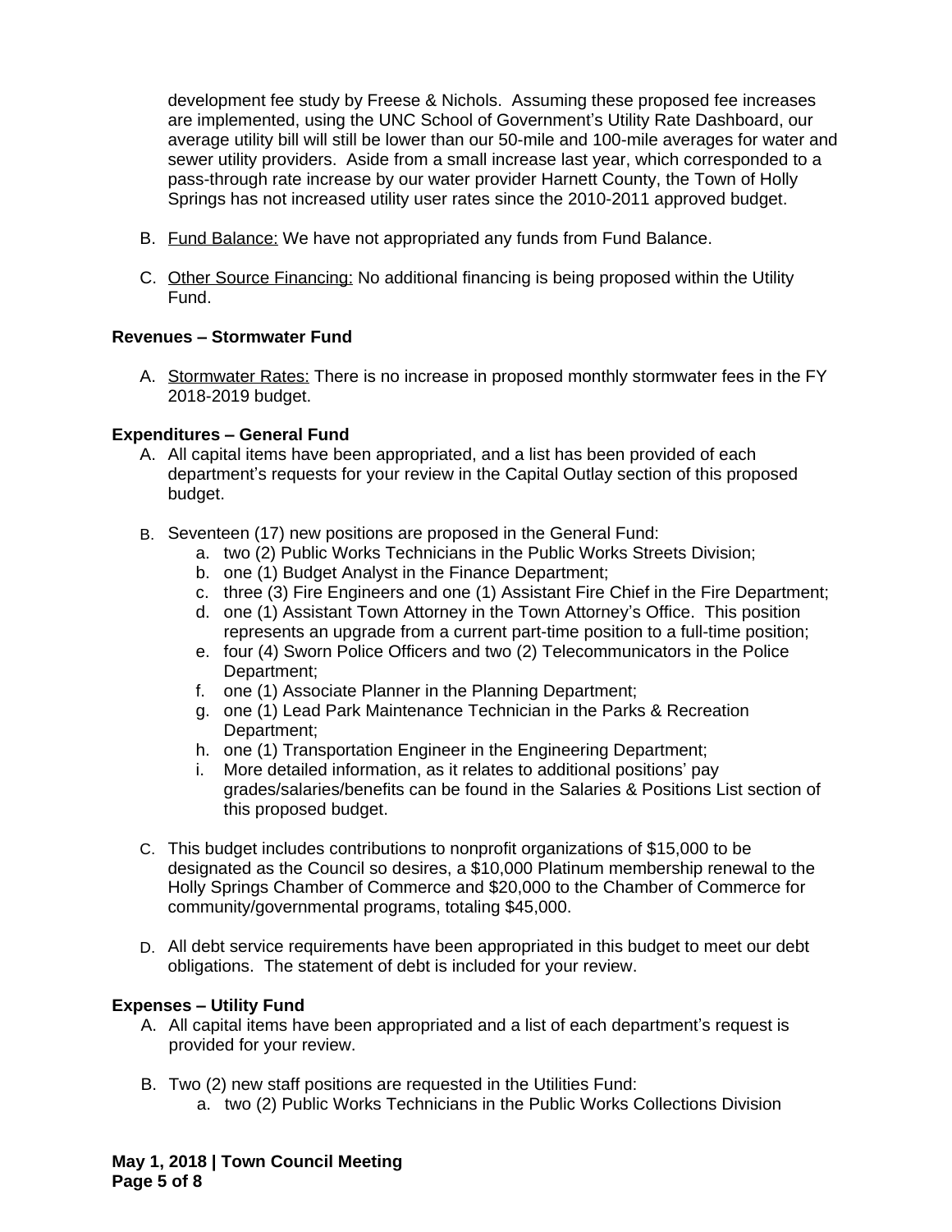development fee study by Freese & Nichols. Assuming these proposed fee increases are implemented, using the UNC School of Government's Utility Rate Dashboard, our average utility bill will still be lower than our 50-mile and 100-mile averages for water and sewer utility providers. Aside from a small increase last year, which corresponded to a pass-through rate increase by our water provider Harnett County, the Town of Holly Springs has not increased utility user rates since the 2010-2011 approved budget.

B. Fund Balance: We have not appropriated any funds from Fund Balance.

C. Other Source Financing: No additional financing is being proposed within the Utility Fund.

**Revenues – Stormwater Fund**

A. Stormwater Rates: There is no increase in proposed monthly stormwater fees in the FY 2018-2019 budget.

**Expenditures – General Fund**

A. All capital items have been appropriated, and a list has been provided of each department's requests for your review in the Capital Outlay section of this proposed budget.

B. Seventeen (17) new positions are proposed in the General Fund:
   a. two (2) Public Works Technicians in the Public Works Streets Division;
   b. one (1) Budget Analyst in the Finance Department;
   c. three (3) Fire Engineers and one (1) Assistant Fire Chief in the Fire Department;
   d. one (1) Assistant Town Attorney in the Town Attorney's Office. This position represents an upgrade from a current part-time position to a full-time position;
   e. four (4) Sworn Police Officers and two (2) Telecommunicators in the Police Department;
   f. one (1) Associate Planner in the Planning Department;
   g. one (1) Lead Park Maintenance Technician in the Parks & Recreation Department;
   h. one (1) Transportation Engineer in the Engineering Department;
   i. More detailed information, as it relates to additional positions' pay grades/salaries/benefits can be found in the Salaries & Positions List section of this proposed budget.

C. This budget includes contributions to nonprofit organizations of $15,000 to be designated as the Council so desires, a $10,000 Platinum membership renewal to the Holly Springs Chamber of Commerce and $20,000 to the Chamber of Commerce for community/governmental programs, totaling $45,000.

D. All debt service requirements have been appropriated in this budget to meet our debt obligations. The statement of debt is included for your review.

**Expenses – Utility Fund**

A. All capital items have been appropriated and a list of each department's request is provided for your review.

B. Two (2) new staff positions are requested in the Utilities Fund:
   a. two (2) Public Works Technicians in the Public Works Collections Division

**May 1, 2018 | Town Council Meeting**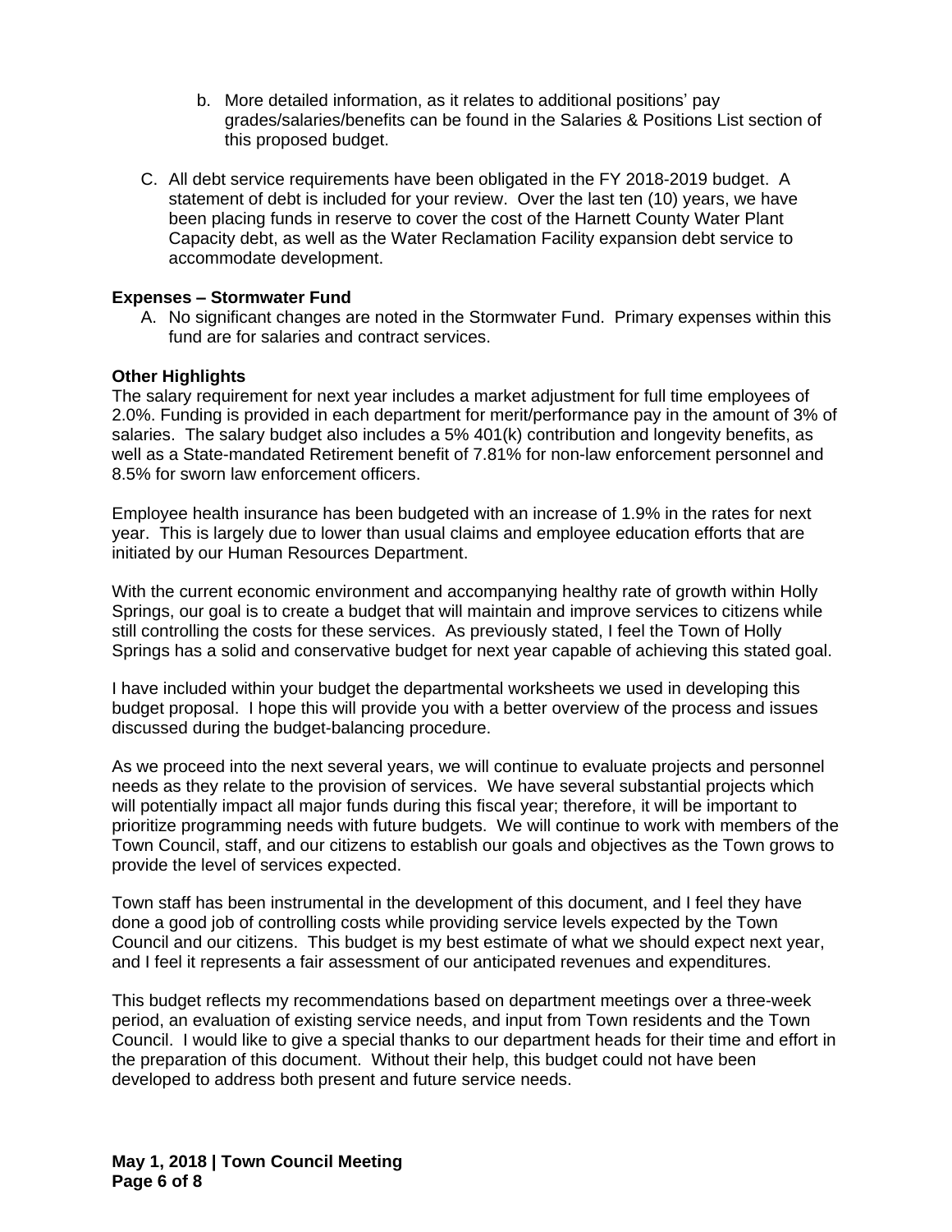b. More detailed information, as it relates to additional positions' pay grades/salaries/benefits can be found in the Salaries & Positions List section of this proposed budget.

C. All debt service requirements have been obligated in the FY 2018-2019 budget. A statement of debt is included for your review. Over the last ten (10) years, we have been placing funds in reserve to cover the cost of the Harnett County Water Plant Capacity debt, as well as the Water Reclamation Facility expansion debt service to accommodate development.

**Expenses – Stormwater Fund**

A. No significant changes are noted in the Stormwater Fund. Primary expenses within this fund are for salaries and contract services.

**Other Highlights**

The salary requirement for next year includes a market adjustment for full time employees of 2.0%. Funding is provided in each department for merit/performance pay in the amount of 3% of salaries. The salary budget also includes a 5% 401(k) contribution and longevity benefits, as well as a State-mandated Retirement benefit of 7.81% for non-law enforcement personnel and 8.5% for sworn law enforcement officers.

Employee health insurance has been budgeted with an increase of 1.9% in the rates for next year. This is largely due to lower than usual claims and employee education efforts that are initiated by our Human Resources Department.

With the current economic environment and accompanying healthy rate of growth within Holly Springs, our goal is to create a budget that will maintain and improve services to citizens while still controlling the costs for these services. As previously stated, I feel the Town of Holly Springs has a solid and conservative budget for next year capable of achieving this stated goal.

I have included within your budget the departmental worksheets we used in developing this budget proposal. I hope this will provide you with a better overview of the process and issues discussed during the budget-balancing procedure.

As we proceed into the next several years, we will continue to evaluate projects and personnel needs as they relate to the provision of services. We have several substantial projects which will potentially impact all major funds during this fiscal year; therefore, it will be important to prioritize programming needs with future budgets. We will continue to work with members of the Town Council, staff, and our citizens to establish our goals and objectives as the Town grows to provide the level of services expected.

Town staff has been instrumental in the development of this document, and I feel they have done a good job of controlling costs while providing service levels expected by the Town Council and our citizens. This budget is my best estimate of what we should expect next year, and I feel it represents a fair assessment of our anticipated revenues and expenditures.

This budget reflects my recommendations based on department meetings over a three-week period, an evaluation of existing service needs, and input from Town residents and the Town Council. I would like to give a special thanks to our department heads for their time and effort in the preparation of this document. Without their help, this budget could not have been developed to address both present and future service needs.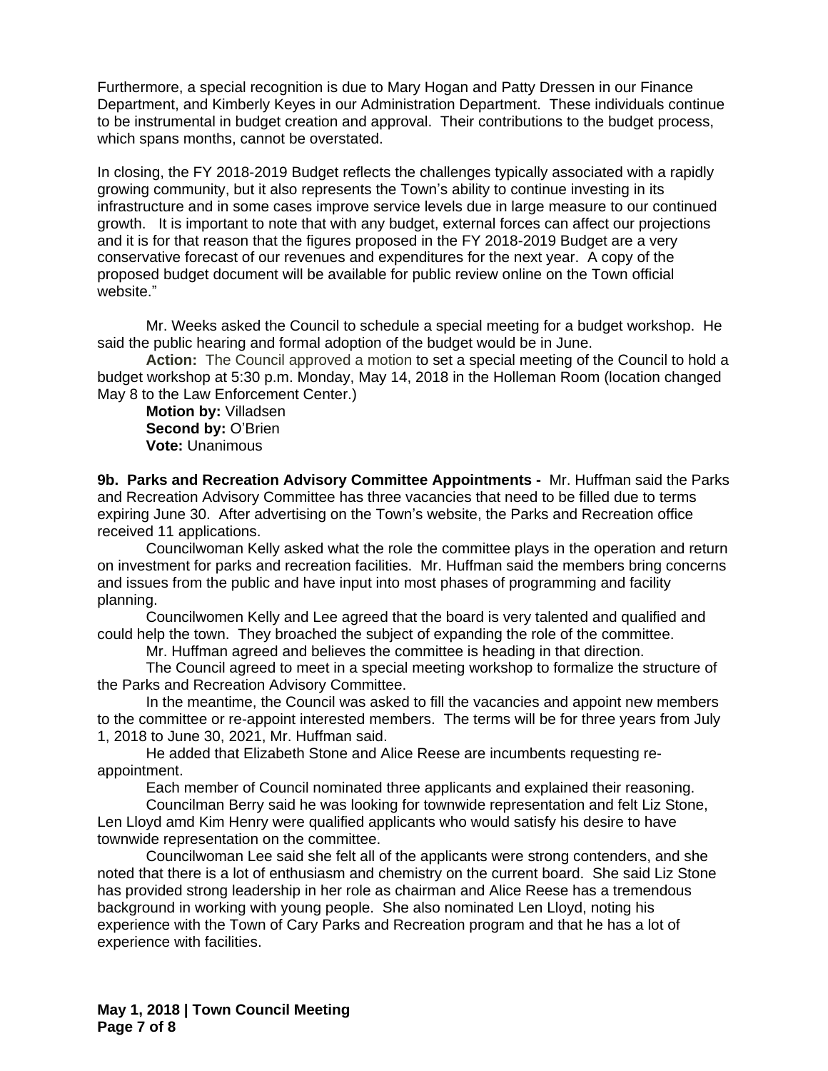Furthermore, a special recognition is due to Mary Hogan and Patty Dressen in our Finance Department, and Kimberly Keyes in our Administration Department. These individuals continue to be instrumental in budget creation and approval. Their contributions to the budget process, which spans months, cannot be overstated.

In closing, the FY 2018-2019 Budget reflects the challenges typically associated with a rapidly growing community, but it also represents the Town's ability to continue investing in its infrastructure and in some cases improve service levels due in large measure to our continued growth. It is important to note that with any budget, external forces can affect our projections and it is for that reason that the figures proposed in the FY 2018-2019 Budget are a very conservative forecast of our revenues and expenditures for the next year. A copy of the proposed budget document will be available for public review online on the Town official website."

Mr. Weeks asked the Council to schedule a special meeting for a budget workshop. He said the public hearing and formal adoption of the budget would be in June.

**Action:** The Council approved a motion to set a special meeting of the Council to hold a budget workshop at 5:30 p.m. Monday, May 14, 2018 in the Holleman Room (location changed May 8 to the Law Enforcement Center.)

**Motion by:** Villadsen
**Second by:** O'Brien
**Vote:** Unanimous

**9b. Parks and Recreation Advisory Committee Appointments -** Mr. Huffman said the Parks and Recreation Advisory Committee has three vacancies that need to be filled due to terms expiring June 30. After advertising on the Town's website, the Parks and Recreation office received 11 applications.

Councilwoman Kelly asked what the role the committee plays in the operation and return on investment for parks and recreation facilities. Mr. Huffman said the members bring concerns and issues from the public and have input into most phases of programming and facility planning.

Councilwomen Kelly and Lee agreed that the board is very talented and qualified and could help the town. They broached the subject of expanding the role of the committee.

Mr. Huffman agreed and believes the committee is heading in that direction.

The Council agreed to meet in a special meeting workshop to formalize the structure of the Parks and Recreation Advisory Committee.

In the meantime, the Council was asked to fill the vacancies and appoint new members to the committee or re-appoint interested members. The terms will be for three years from July 1, 2018 to June 30, 2021, Mr. Huffman said.

He added that Elizabeth Stone and Alice Reese are incumbents requesting re-appointment.

Each member of Council nominated three applicants and explained their reasoning.

Councilman Berry said he was looking for townwide representation and felt Liz Stone, Len Lloyd amd Kim Henry were qualified applicants who would satisfy his desire to have townwide representation on the committee.

Councilwoman Lee said she felt all of the applicants were strong contenders, and she noted that there is a lot of enthusiasm and chemistry on the current board. She said Liz Stone has provided strong leadership in her role as chairman and Alice Reese has a tremendous background in working with young people. She also nominated Len Lloyd, noting his experience with the Town of Cary Parks and Recreation program and that he has a lot of experience with facilities.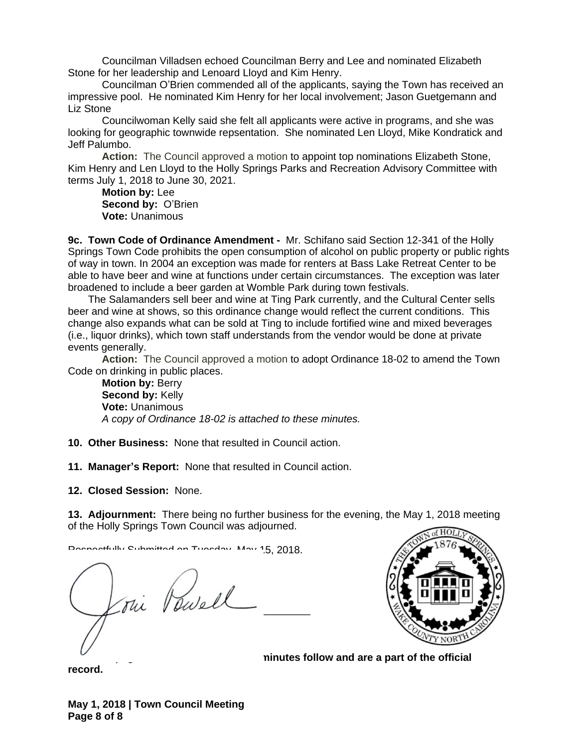Councilman Villadsen echoed Councilman Berry and Lee and nominated Elizabeth Stone for her leadership and Lenoard Lloyd and Kim Henry.

Councilman O'Brien commended all of the applicants, saying the Town has received an impressive pool. He nominated Kim Henry for her local involvement; Jason Guetgemann and Liz Stone

Councilwoman Kelly said she felt all applicants were active in programs, and she was looking for geographic townwide repsentation. She nominated Len Lloyd, Mike Kondratick and Jeff Palumbo.

**Action:** The Council approved a motion to appoint top nominations Elizabeth Stone, Kim Henry and Len Lloyd to the Holly Springs Parks and Recreation Advisory Committee with terms July 1, 2018 to June 30, 2021.

**Motion by:** Lee
**Second by:** O'Brien
**Vote:** Unanimous

**9c. Town Code of Ordinance Amendment -** Mr. Schifano said Section 12-341 of the Holly Springs Town Code prohibits the open consumption of alcohol on public property or public rights of way in town. In 2004 an exception was made for renters at Bass Lake Retreat Center to be able to have beer and wine at functions under certain circumstances. The exception was later broadened to include a beer garden at Womble Park during town festivals.

The Salamanders sell beer and wine at Ting Park currently, and the Cultural Center sells beer and wine at shows, so this ordinance change would reflect the current conditions. This change also expands what can be sold at Ting to include fortified wine and mixed beverages (i.e., liquor drinks), which town staff understands from the vendor would be done at private events generally.

**Action:** The Council approved a motion to adopt Ordinance 18-02 to amend the Town Code on drinking in public places.

**Motion by:** Berry
**Second by:** Kelly
**Vote:** Unanimous
*A copy of Ordinance 18-02 is attached to these minutes.*

**10. Other Business:** None that resulted in Council action.

**11. Manager's Report:** None that resulted in Council action.

**12. Closed Session:** None.

**13. Adjournment:** There being no further business for the evening, the May 1, 2018 meeting of the Holly Springs Town Council was adjourned.

Respectfully Submitted on Tuesday, May 15, 2018.

Joni Powell

**...minutes follow and are a part of the official record.**